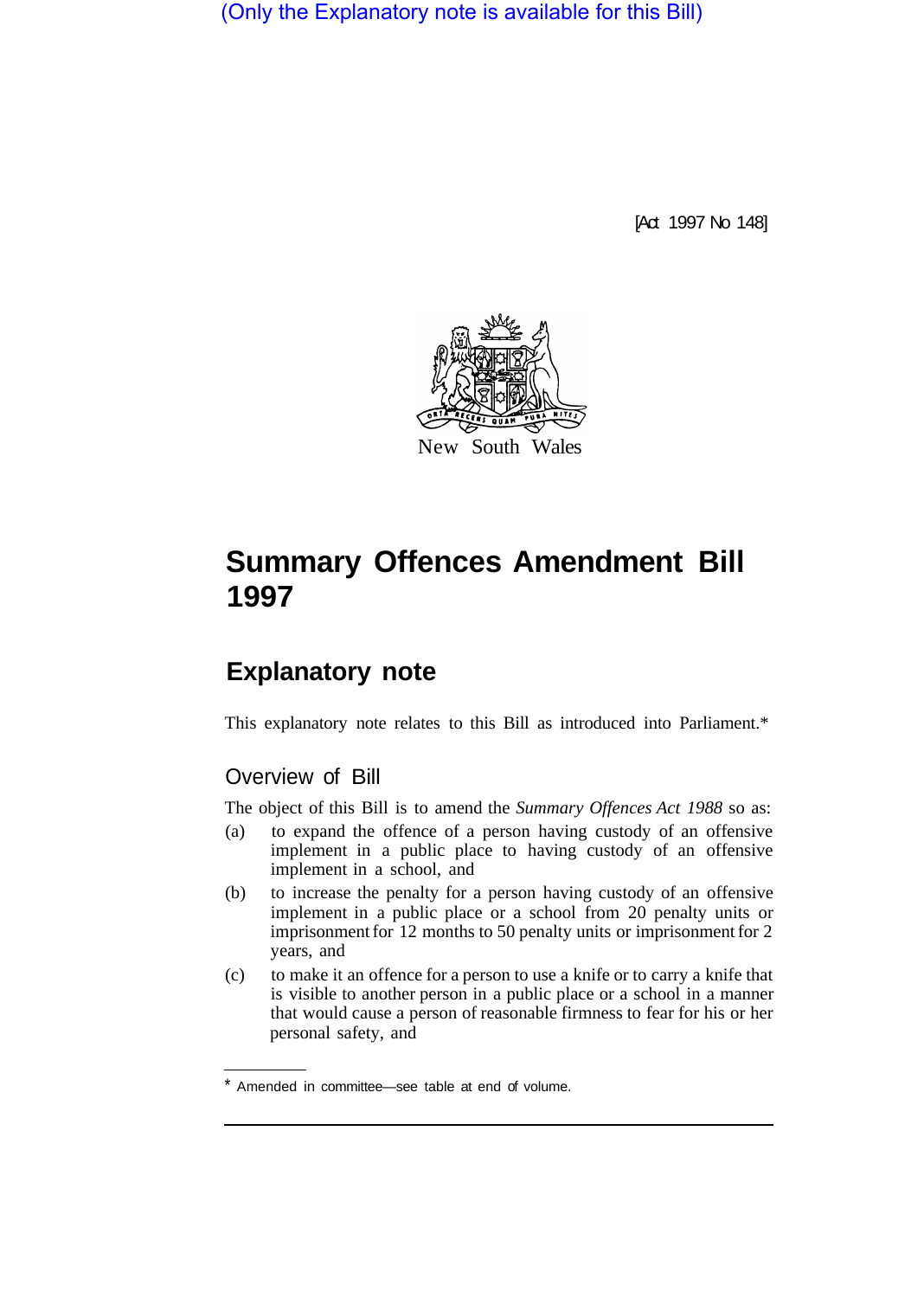(Only the Explanatory note is available for this Bill)

[Act 1997 No 148]

New South Wales

# Summary Offences Amendment Bill 1997

## Explanatory note

This explanatory note relates to this Bill as introduced into Parliament.*

### Overview of Bill

The object of this Bill is to amend the *Summary Offences Act 1988* so as:

(a) to expand the offence of a person having custody of an offensive implement in a public place to having custody of an offensive implement in a school, and

(b) to increase the penalty for a person having custody of an offensive implement in a public place or a school from 20 penalty units or imprisonment for 12 months to 50 penalty units or imprisonment for 2 years, and

(c) to make it an offence for a person to use a knife or to carry a knife that is visible to another person in a public place or a school in a manner that would cause a person of reasonable firmness to fear for his or her personal safety, and

* Amended in committee—see table at end of volume.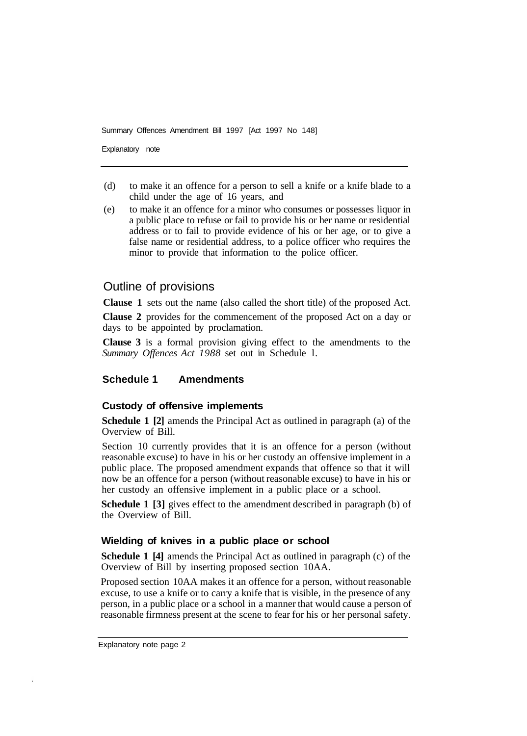(d) to make it an offence for a person to sell a knife or a knife blade to a child under the age of 16 years, and

(e) to make it an offence for a minor who consumes or possesses liquor in a public place to refuse or fail to provide his or her name or residential address or to fail to provide evidence of his or her age, or to give a false name or residential address, to a police officer who requires the minor to provide that information to the police officer.

## Outline of provisions

**Clause 1** sets out the name (also called the short title) of the proposed Act.

**Clause 2** provides for the commencement of the proposed Act on a day or days to be appointed by proclamation.

**Clause 3** is a formal provision giving effect to the amendments to the *Summary Offences Act 1988* set out in Schedule 1.

### Schedule 1 Amendments

#### Custody of offensive implements

**Schedule 1 [2]** amends the Principal Act as outlined in paragraph (a) of the Overview of Bill.

Section 10 currently provides that it is an offence for a person (without reasonable excuse) to have in his or her custody an offensive implement in a public place. The proposed amendment expands that offence so that it will now be an offence for a person (without reasonable excuse) to have in his or her custody an offensive implement in a public place or a school.

**Schedule 1 [3]** gives effect to the amendment described in paragraph (b) of the Overview of Bill.

#### Wielding of knives in a public place or school

**Schedule 1 [4]** amends the Principal Act as outlined in paragraph (c) of the Overview of Bill by inserting proposed section 10AA.

Proposed section 10AA makes it an offence for a person, without reasonable excuse, to use a knife or to carry a knife that is visible, in the presence of any person, in a public place or a school in a manner that would cause a person of reasonable firmness present at the scene to fear for his or her personal safety.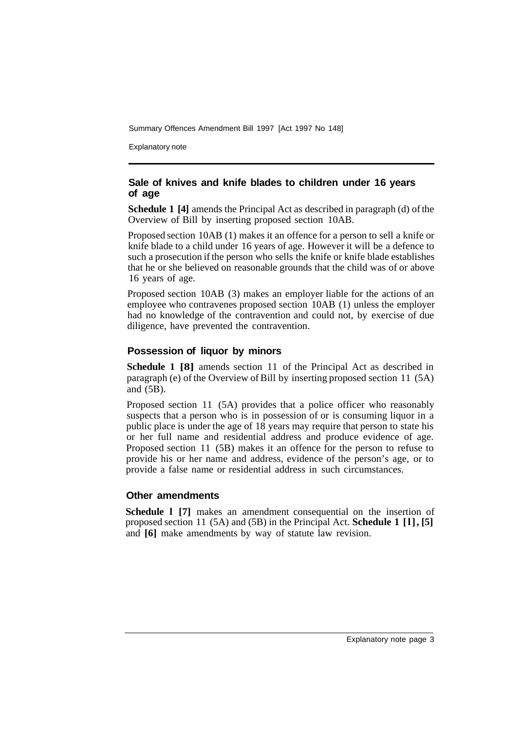### Sale of knives and knife blades to children under 16 years of age

**Schedule 1 [4]** amends the Principal Act as described in paragraph (d) of the Overview of Bill by inserting proposed section 10AB.

Proposed section 10AB (1) makes it an offence for a person to sell a knife or knife blade to a child under 16 years of age. However it will be a defence to such a prosecution if the person who sells the knife or knife blade establishes that he or she believed on reasonable grounds that the child was of or above 16 years of age.

Proposed section 10AB (3) makes an employer liable for the actions of an employee who contravenes proposed section 10AB (1) unless the employer had no knowledge of the contravention and could not, by exercise of due diligence, have prevented the contravention.

### Possession of liquor by minors

**Schedule 1 [8]** amends section 11 of the Principal Act as described in paragraph (e) of the Overview of Bill by inserting proposed section 11 (5A) and (5B).

Proposed section 11 (5A) provides that a police officer who reasonably suspects that a person who is in possession of or is consuming liquor in a public place is under the age of 18 years may require that person to state his or her full name and residential address and produce evidence of age. Proposed section 11 (5B) makes it an offence for the person to refuse to provide his or her name and address, evidence of the person's age, or to provide a false name or residential address in such circumstances.

### Other amendments

**Schedule 1 [7]** makes an amendment consequential on the insertion of proposed section 11 (5A) and (5B) in the Principal Act. **Schedule 1 [1], [5]** and **[6]** make amendments by way of statute law revision.